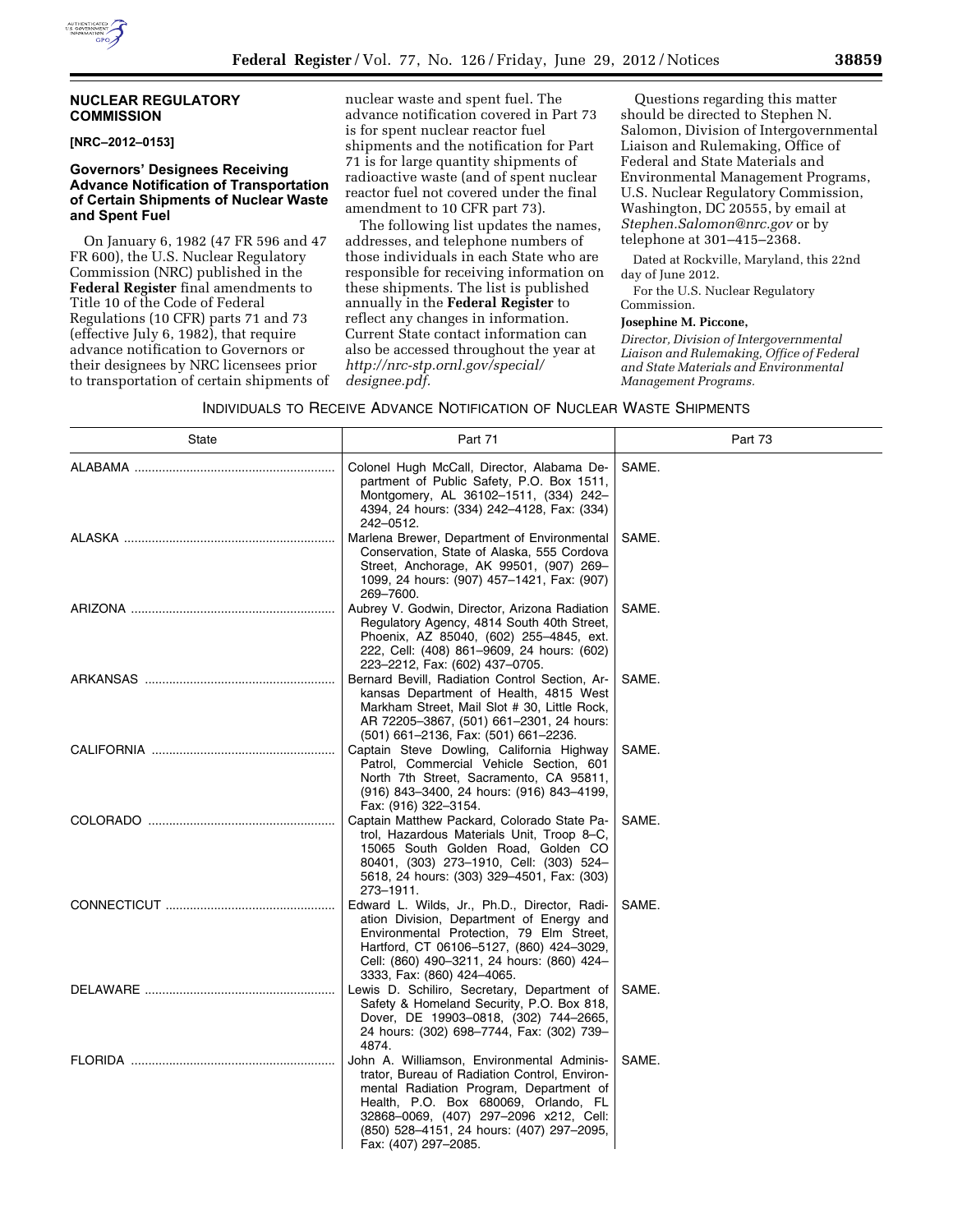## NUCLEAR REGULATORY COMMISSION

**[NRC–2012–0153]**

### Governors' Designees Receiving Advance Notification of Transportation of Certain Shipments of Nuclear Waste and Spent Fuel

On January 6, 1982 (47 FR 596 and 47 FR 600), the U.S. Nuclear Regulatory Commission (NRC) published in the **Federal Register** final amendments to Title 10 of the Code of Federal Regulations (10 CFR) parts 71 and 73 (effective July 6, 1982), that require advance notification to Governors or their designees by NRC licensees prior to transportation of certain shipments of nuclear waste and spent fuel. The advance notification covered in Part 73 is for spent nuclear reactor fuel shipments and the notification for Part 71 is for large quantity shipments of radioactive waste (and of spent nuclear reactor fuel not covered under the final amendment to 10 CFR part 73).

The following list updates the names, addresses, and telephone numbers of those individuals in each State who are responsible for receiving information on these shipments. The list is published annually in the **Federal Register** to reflect any changes in information. Current State contact information can also be accessed throughout the year at *http://nrc-stp.ornl.gov/special/designee.pdf.*

Questions regarding this matter should be directed to Stephen N. Salomon, Division of Intergovernmental Liaison and Rulemaking, Office of Federal and State Materials and Environmental Management Programs, U.S. Nuclear Regulatory Commission, Washington, DC 20555, by email at *Stephen.Salomon@nrc.gov* or by telephone at 301–415–2368.

Dated at Rockville, Maryland, this 22nd day of June 2012.

For the U.S. Nuclear Regulatory Commission.

**Josephine M. Piccone,**

*Director, Division of Intergovernmental Liaison and Rulemaking, Office of Federal and State Materials and Environmental Management Programs.*

INDIVIDUALS TO RECEIVE ADVANCE NOTIFICATION OF NUCLEAR WASTE SHIPMENTS

| State | Part 71 | Part 73 |
|---|---|---|
| ALABAMA | Colonel Hugh McCall, Director, Alabama Department of Public Safety, P.O. Box 1511, Montgomery, AL 36102–1511, (334) 242–4394, 24 hours: (334) 242–4128, Fax: (334) 242–0512. | SAME. |
| ALASKA | Marlena Brewer, Department of Environmental Conservation, State of Alaska, 555 Cordova Street, Anchorage, AK 99501, (907) 269–1099, 24 hours: (907) 457–1421, Fax: (907) 269–7600. | SAME. |
| ARIZONA | Aubrey V. Godwin, Director, Arizona Radiation Regulatory Agency, 4814 South 40th Street, Phoenix, AZ 85040, (602) 255–4845, ext. 222, Cell: (408) 861–9609, 24 hours: (602) 223–2212, Fax: (602) 437–0705. | SAME. |
| ARKANSAS | Bernard Bevill, Radiation Control Section, Arkansas Department of Health, 4815 West Markham Street, Mail Slot # 30, Little Rock, AR 72205–3867, (501) 661–2301, 24 hours: (501) 661–2136, Fax: (501) 661–2236. | SAME. |
| CALIFORNIA | Captain Steve Dowling, California Highway Patrol, Commercial Vehicle Section, 601 North 7th Street, Sacramento, CA 95811, (916) 843–3400, 24 hours: (916) 843–4199, Fax: (916) 322–3154. | SAME. |
| COLORADO | Captain Matthew Packard, Colorado State Patrol, Hazardous Materials Unit, Troop 8–C, 15065 South Golden Road, Golden CO 80401, (303) 273–1910, Cell: (303) 524–5618, 24 hours: (303) 329–4501, Fax: (303) 273–1911. | SAME. |
| CONNECTICUT | Edward L. Wilds, Jr., Ph.D., Director, Radiation Division, Department of Energy and Environmental Protection, 79 Elm Street, Hartford, CT 06106–5127, (860) 424–3029, Cell: (860) 490–3211, 24 hours: (860) 424–3333, Fax: (860) 424–4065. | SAME. |
| DELAWARE | Lewis D. Schiliro, Secretary, Department of Safety & Homeland Security, P.O. Box 818, Dover, DE 19903–0818, (302) 744–2665, 24 hours: (302) 698–7744, Fax: (302) 739–4874. | SAME. |
| FLORIDA | John A. Williamson, Environmental Administrator, Bureau of Radiation Control, Environmental Radiation Program, Department of Health, P.O. Box 680069, Orlando, FL 32868–0069, (407) 297–2096 x212, Cell: (850) 528–4151, 24 hours: (407) 297–2095, Fax: (407) 297–2085. | SAME. |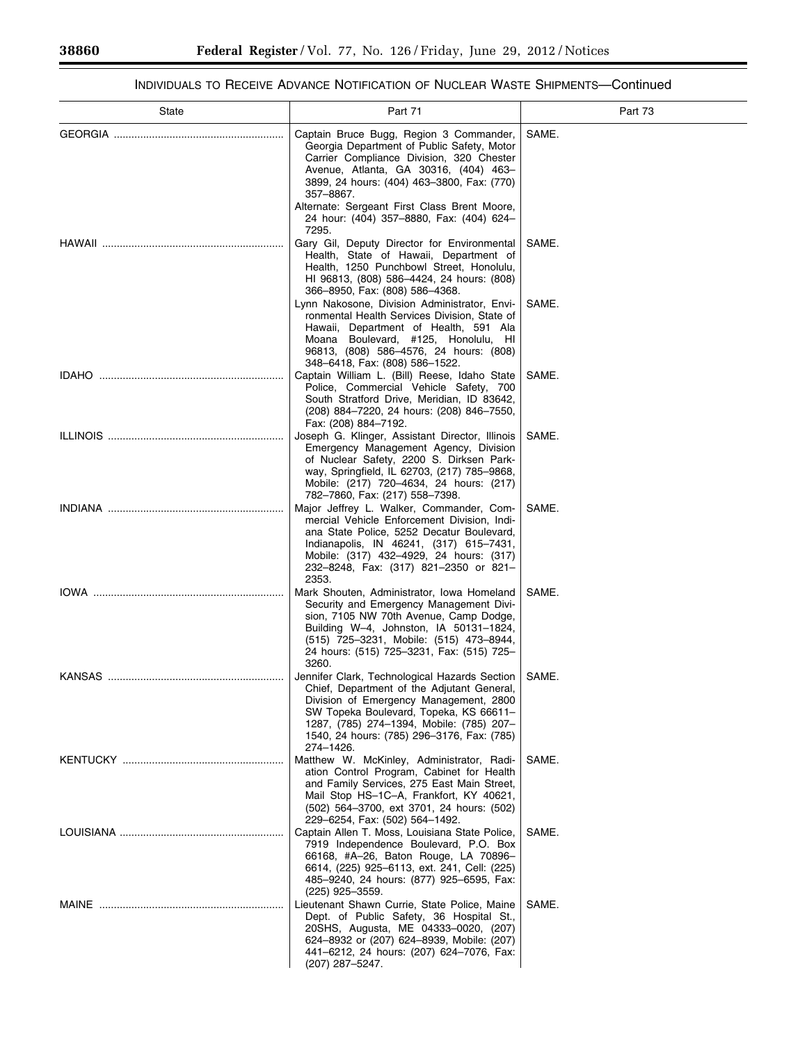## INDIVIDUALS TO RECEIVE ADVANCE NOTIFICATION OF NUCLEAR WASTE SHIPMENTS—Continued

| State | Part 71 | Part 73 |
|---|---|---|
| GEORGIA | Captain Bruce Bugg, Region 3 Commander, Georgia Department of Public Safety, Motor Carrier Compliance Division, 320 Chester Avenue, Atlanta, GA 30316, (404) 463–3899, 24 hours: (404) 463–3800, Fax: (770) 357–8867. Alternate: Sergeant First Class Brent Moore, 24 hour: (404) 357–8880, Fax: (404) 624–7295. | SAME. |
| HAWAII | Gary Gil, Deputy Director for Environmental Health, State of Hawaii, Department of Health, 1250 Punchbowl Street, Honolulu, HI 96813, (808) 586–4424, 24 hours: (808) 366–8950, Fax: (808) 586–4368. | SAME. |
| | Lynn Nakosone, Division Administrator, Environmental Health Services Division, State of Hawaii, Department of Health, 591 Ala Moana Boulevard, #125, Honolulu, HI 96813, (808) 586–4576, 24 hours: (808) 348–6418, Fax: (808) 586–1522. | SAME. |
| IDAHO | Captain William L. (Bill) Reese, Idaho State Police, Commercial Vehicle Safety, 700 South Stratford Drive, Meridian, ID 83642, (208) 884–7220, 24 hours: (208) 846–7550, Fax: (208) 884–7192. | SAME. |
| ILLINOIS | Joseph G. Klinger, Assistant Director, Illinois Emergency Management Agency, Division of Nuclear Safety, 2200 S. Dirksen Parkway, Springfield, IL 62703, (217) 785–9868, Mobile: (217) 720–4634, 24 hours: (217) 782–7860, Fax: (217) 558–7398. | SAME. |
| INDIANA | Major Jeffrey L. Walker, Commander, Commercial Vehicle Enforcement Division, Indiana State Police, 5252 Decatur Boulevard, Indianapolis, IN 46241, (317) 615–7431, Mobile: (317) 432–4929, 24 hours: (317) 232–8248, Fax: (317) 821–2350 or 821–2353. | SAME. |
| IOWA | Mark Shouten, Administrator, Iowa Homeland Security and Emergency Management Division, 7105 NW 70th Avenue, Camp Dodge, Building W–4, Johnston, IA 50131–1824, (515) 725–3231, Mobile: (515) 473–8944, 24 hours: (515) 725–3231, Fax: (515) 725–3260. | SAME. |
| KANSAS | Jennifer Clark, Technological Hazards Section Chief, Department of the Adjutant General, Division of Emergency Management, 2800 SW Topeka Boulevard, Topeka, KS 66611–1287, (785) 274–1394, Mobile: (785) 207–1540, 24 hours: (785) 296–3176, Fax: (785) 274–1426. | SAME. |
| KENTUCKY | Matthew W. McKinley, Administrator, Radiation Control Program, Cabinet for Health and Family Services, 275 East Main Street, Mail Stop HS–1C–A, Frankfort, KY 40621, (502) 564–3700, ext 3701, 24 hours: (502) 229–6254, Fax: (502) 564–1492. | SAME. |
| LOUISIANA | Captain Allen T. Moss, Louisiana State Police, 7919 Independence Boulevard, P.O. Box 66168, #A–26, Baton Rouge, LA 70896–6614, (225) 925–6113, ext. 241, Cell: (225) 485–9240, 24 hours: (877) 925–6595, Fax: (225) 925–3559. | SAME. |
| MAINE | Lieutenant Shawn Currie, State Police, Maine Dept. of Public Safety, 36 Hospital St., 20SHS, Augusta, ME 04333–0020, (207) 624–8932 or (207) 624–8939, Mobile: (207) 441–6212, 24 hours: (207) 624–7076, Fax: (207) 287–5247. | SAME. |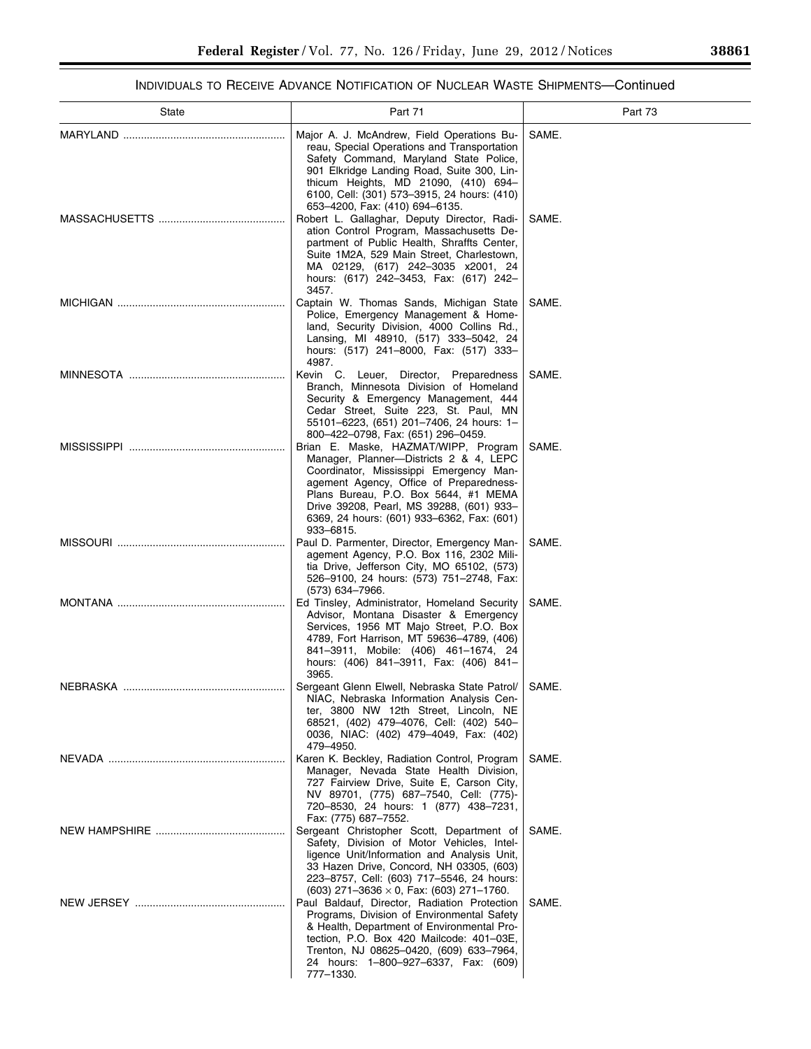## INDIVIDUALS TO RECEIVE ADVANCE NOTIFICATION OF NUCLEAR WASTE SHIPMENTS—Continued

| State | Part 71 | Part 73 |
| --- | --- | --- |
| MARYLAND | Major A. J. McAndrew, Field Operations Bureau, Special Operations and Transportation Safety Command, Maryland State Police, 901 Elkridge Landing Road, Suite 300, Linthicum Heights, MD 21090, (410) 694–6100, Cell: (301) 573–3915, 24 hours: (410) 653–4200, Fax: (410) 694–6135. | SAME. |
| MASSACHUSETTS | Robert L. Gallaghar, Deputy Director, Radiation Control Program, Massachusetts Department of Public Health, Shraffts Center, Suite 1M2A, 529 Main Street, Charlestown, MA 02129, (617) 242–3035 x2001, 24 hours: (617) 242–3453, Fax: (617) 242–3457. | SAME. |
| MICHIGAN | Captain W. Thomas Sands, Michigan State Police, Emergency Management & Homeland, Security Division, 4000 Collins Rd., Lansing, MI 48910, (517) 333–5042, 24 hours: (517) 241–8000, Fax: (517) 333–4987. | SAME. |
| MINNESOTA | Kevin C. Leuer, Director, Preparedness Branch, Minnesota Division of Homeland Security & Emergency Management, 444 Cedar Street, Suite 223, St. Paul, MN 55101–6223, (651) 201–7406, 24 hours: 1–800–422–0798, Fax: (651) 296–0459. | SAME. |
| MISSISSIPPI | Brian E. Maske, HAZMAT/WIPP, Program Manager, Planner—Districts 2 & 4, LEPC Coordinator, Mississippi Emergency Management Agency, Office of Preparedness-Plans Bureau, P.O. Box 5644, #1 MEMA Drive 39208, Pearl, MS 39288, (601) 933–6369, 24 hours: (601) 933–6362, Fax: (601) 933–6815. | SAME. |
| MISSOURI | Paul D. Parmenter, Director, Emergency Management Agency, P.O. Box 116, 2302 Militia Drive, Jefferson City, MO 65102, (573) 526–9100, 24 hours: (573) 751–2748, Fax: (573) 634–7966. | SAME. |
| MONTANA | Ed Tinsley, Administrator, Homeland Security Advisor, Montana Disaster & Emergency Services, 1956 MT Majo Street, P.O. Box 4789, Fort Harrison, MT 59636–4789, (406) 841–3911, Mobile: (406) 461–1674, 24 hours: (406) 841–3911, Fax: (406) 841–3965. | SAME. |
| NEBRASKA | Sergeant Glenn Elwell, Nebraska State Patrol/NIAC, Nebraska Information Analysis Center, 3800 NW 12th Street, Lincoln, NE 68521, (402) 479–4076, Cell: (402) 540–0036, NIAC: (402) 479–4049, Fax: (402) 479–4950. | SAME. |
| NEVADA | Karen K. Beckley, Radiation Control, Program Manager, Nevada State Health Division, 727 Fairview Drive, Suite E, Carson City, NV 89701, (775) 687–7540, Cell: (775)-720–8530, 24 hours: 1 (877) 438–7231, Fax: (775) 687–7552. | SAME. |
| NEW HAMPSHIRE | Sergeant Christopher Scott, Department of Safety, Division of Motor Vehicles, Intelligence Unit/Information and Analysis Unit, 33 Hazen Drive, Concord, NH 03305, (603) 223–8757, Cell: (603) 717–5546, 24 hours: (603) 271–3636 × 0, Fax: (603) 271–1760. | SAME. |
| NEW JERSEY | Paul Baldauf, Director, Radiation Protection Programs, Division of Environmental Safety & Health, Department of Environmental Protection, P.O. Box 420 Mailcode: 401–03E, Trenton, NJ 08625–0420, (609) 633–7964, 24 hours: 1–800–927–6337, Fax: (609) 777–1330. | SAME. |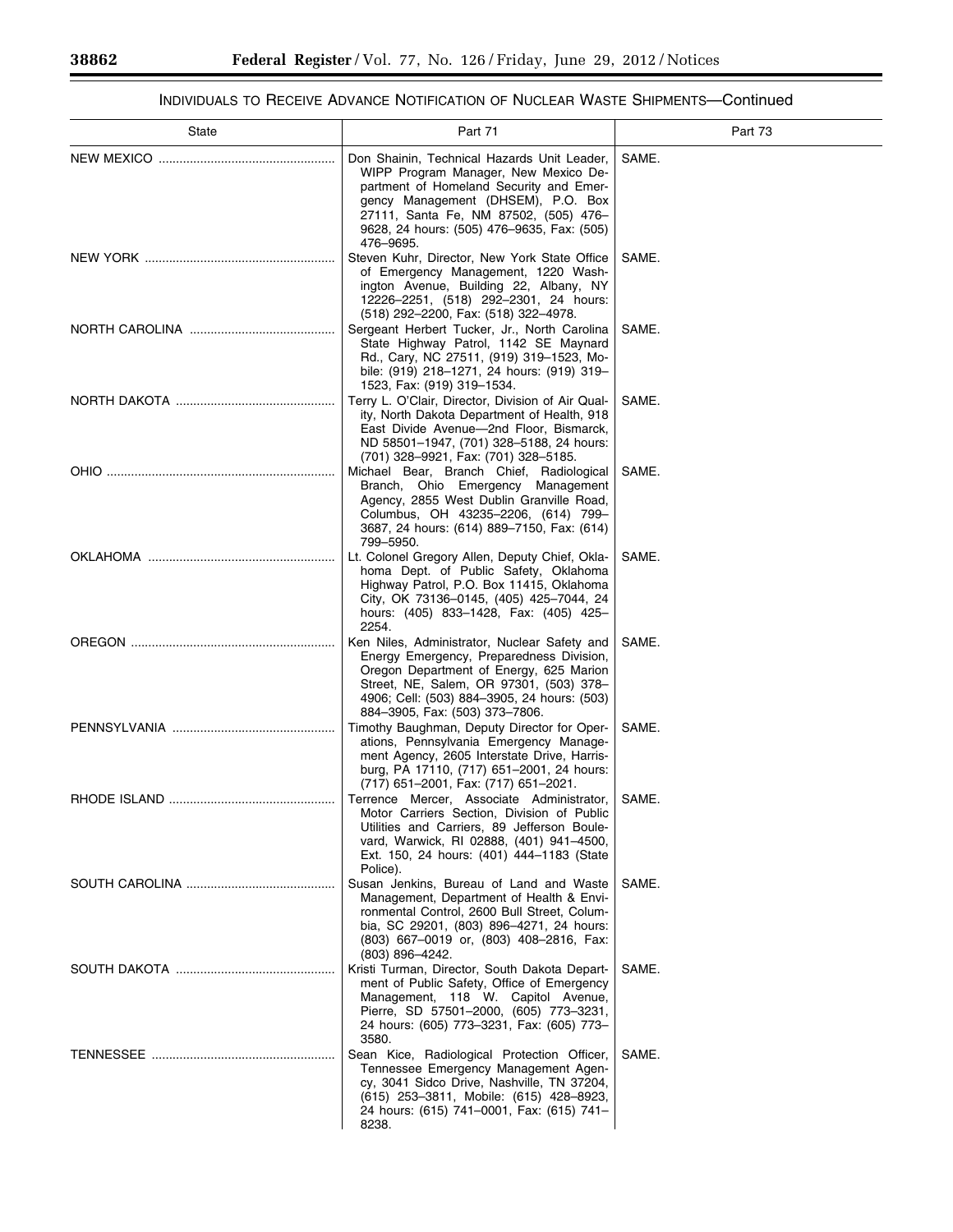## INDIVIDUALS TO RECEIVE ADVANCE NOTIFICATION OF NUCLEAR WASTE SHIPMENTS—Continued

| State | Part 71 | Part 73 |
|---|---|---|
| NEW MEXICO | Don Shainin, Technical Hazards Unit Leader, WIPP Program Manager, New Mexico Department of Homeland Security and Emergency Management (DHSEM), P.O. Box 27111, Santa Fe, NM 87502, (505) 476–9628, 24 hours: (505) 476–9635, Fax: (505) 476–9695. | SAME. |
| NEW YORK | Steven Kuhr, Director, New York State Office of Emergency Management, 1220 Washington Avenue, Building 22, Albany, NY 12226–2251, (518) 292–2301, 24 hours: (518) 292–2200, Fax: (518) 322–4978. | SAME. |
| NORTH CAROLINA | Sergeant Herbert Tucker, Jr., North Carolina State Highway Patrol, 1142 SE Maynard Rd., Cary, NC 27511, (919) 319–1523, Mobile: (919) 218–1271, 24 hours: (919) 319–1523, Fax: (919) 319–1534. | SAME. |
| NORTH DAKOTA | Terry L. O'Clair, Director, Division of Air Quality, North Dakota Department of Health, 918 East Divide Avenue—2nd Floor, Bismarck, ND 58501–1947, (701) 328–5188, 24 hours: (701) 328–9921, Fax: (701) 328–5185. | SAME. |
| OHIO | Michael Bear, Branch Chief, Radiological Branch, Ohio Emergency Management Agency, 2855 West Dublin Granville Road, Columbus, OH 43235–2206, (614) 799–3687, 24 hours: (614) 889–7150, Fax: (614) 799–5950. | SAME. |
| OKLAHOMA | Lt. Colonel Gregory Allen, Deputy Chief, Oklahoma Dept. of Public Safety, Oklahoma Highway Patrol, P.O. Box 11415, Oklahoma City, OK 73136–0145, (405) 425–7044, 24 hours: (405) 833–1428, Fax: (405) 425–2254. | SAME. |
| OREGON | Ken Niles, Administrator, Nuclear Safety and Energy Emergency, Preparedness Division, Oregon Department of Energy, 625 Marion Street, NE, Salem, OR 97301, (503) 378–4906; Cell: (503) 884–3905, 24 hours: (503) 884–3905, Fax: (503) 373–7806. | SAME. |
| PENNSYLVANIA | Timothy Baughman, Deputy Director for Operations, Pennsylvania Emergency Management Agency, 2605 Interstate Drive, Harrisburg, PA 17110, (717) 651–2001, 24 hours: (717) 651–2001, Fax: (717) 651–2021. | SAME. |
| RHODE ISLAND | Terrence Mercer, Associate Administrator, Motor Carriers Section, Division of Public Utilities and Carriers, 89 Jefferson Boulevard, Warwick, RI 02888, (401) 941–4500, Ext. 150, 24 hours: (401) 444–1183 (State Police). | SAME. |
| SOUTH CAROLINA | Susan Jenkins, Bureau of Land and Waste Management, Department of Health & Environmental Control, 2600 Bull Street, Columbia, SC 29201, (803) 896–4271, 24 hours: (803) 667–0019 or, (803) 408–2816, Fax: (803) 896–4242. | SAME. |
| SOUTH DAKOTA | Kristi Turman, Director, South Dakota Department of Public Safety, Office of Emergency Management, 118 W. Capitol Avenue, Pierre, SD 57501–2000, (605) 773–3231, 24 hours: (605) 773–3231, Fax: (605) 773–3580. | SAME. |
| TENNESSEE | Sean Kice, Radiological Protection Officer, Tennessee Emergency Management Agency, 3041 Sidco Drive, Nashville, TN 37204, (615) 253–3811, Mobile: (615) 428–8923, 24 hours: (615) 741–0001, Fax: (615) 741–8238. | SAME. |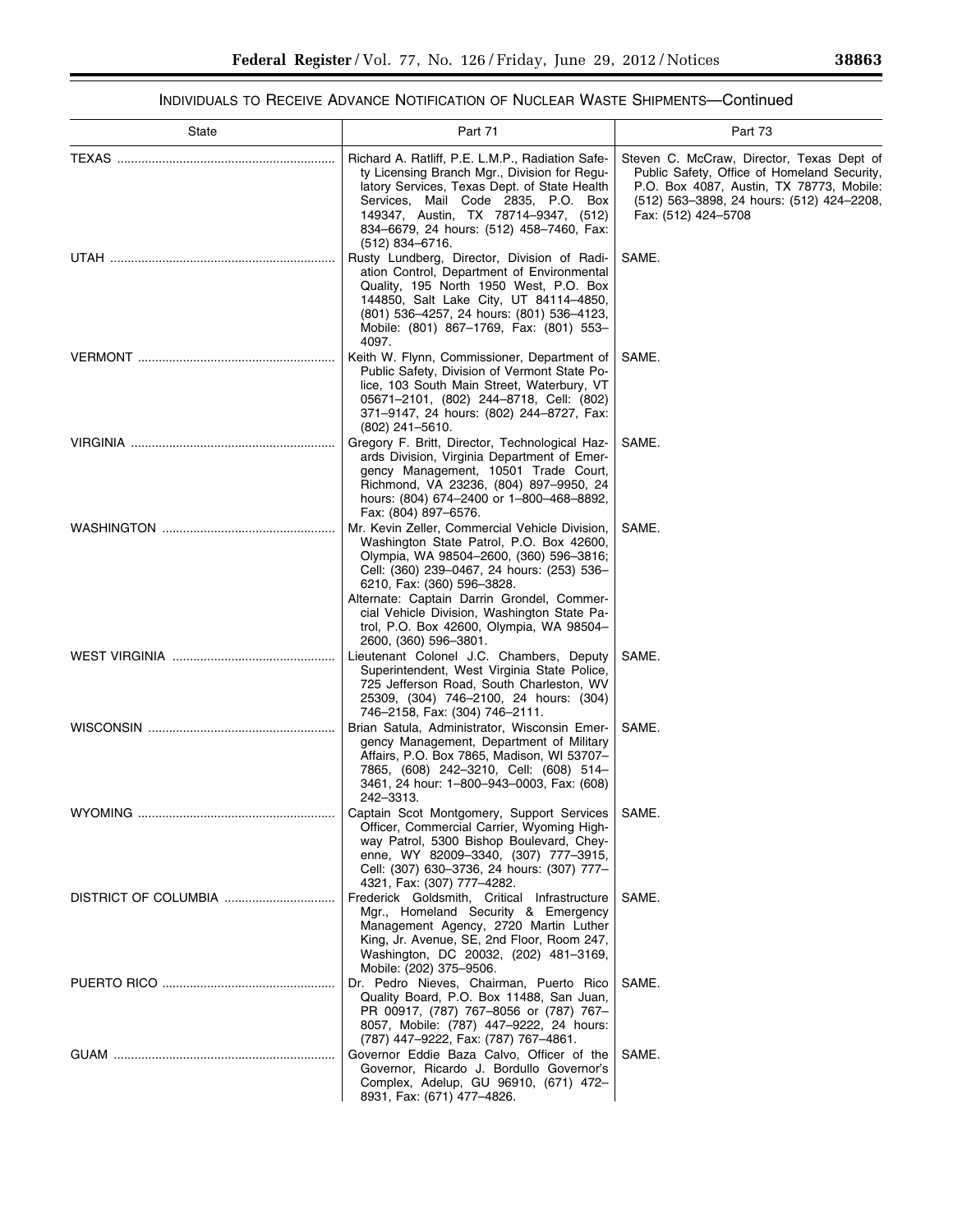## INDIVIDUALS TO RECEIVE ADVANCE NOTIFICATION OF NUCLEAR WASTE SHIPMENTS—Continued

| State | Part 71 | Part 73 |
|---|---|---|
| TEXAS | Richard A. Ratliff, P.E. L.M.P., Radiation Safety Licensing Branch Mgr., Division for Regulatory Services, Texas Dept. of State Health Services, Mail Code 2835, P.O. Box 149347, Austin, TX 78714–9347, (512) 834–6679, 24 hours: (512) 458–7460, Fax: (512) 834–6716. | Steven C. McCraw, Director, Texas Dept of Public Safety, Office of Homeland Security, P.O. Box 4087, Austin, TX 78773, Mobile: (512) 563–3898, 24 hours: (512) 424–2208, Fax: (512) 424–5708 |
| UTAH | Rusty Lundberg, Director, Division of Radiation Control, Department of Environmental Quality, 195 North 1950 West, P.O. Box 144850, Salt Lake City, UT 84114–4850, (801) 536–4257, 24 hours: (801) 536–4123, Mobile: (801) 867–1769, Fax: (801) 553–4097. | SAME. |
| VERMONT | Keith W. Flynn, Commissioner, Department of Public Safety, Division of Vermont State Police, 103 South Main Street, Waterbury, VT 05671–2101, (802) 244–8718, Cell: (802) 371–9147, 24 hours: (802) 244–8727, Fax: (802) 241–5610. | SAME. |
| VIRGINIA | Gregory F. Britt, Director, Technological Hazards Division, Virginia Department of Emergency Management, 10501 Trade Court, Richmond, VA 23236, (804) 897–9950, 24 hours: (804) 674–2400 or 1–800–468–8892, Fax: (804) 897–6576. | SAME. |
| WASHINGTON | Mr. Kevin Zeller, Commercial Vehicle Division, Washington State Patrol, P.O. Box 42600, Olympia, WA 98504–2600, (360) 596–3816; Cell: (360) 239–0467, 24 hours: (253) 536–6210, Fax: (360) 596–3828. Alternate: Captain Darrin Grondel, Commercial Vehicle Division, Washington State Patrol, P.O. Box 42600, Olympia, WA 98504–2600, (360) 596–3801. | SAME. |
| WEST VIRGINIA | Lieutenant Colonel J.C. Chambers, Deputy Superintendent, West Virginia State Police, 725 Jefferson Road, South Charleston, WV 25309, (304) 746–2100, 24 hours: (304) 746–2158, Fax: (304) 746–2111. | SAME. |
| WISCONSIN | Brian Satula, Administrator, Wisconsin Emergency Management, Department of Military Affairs, P.O. Box 7865, Madison, WI 53707–7865, (608) 242–3210, Cell: (608) 514–3461, 24 hour: 1–800–943–0003, Fax: (608) 242–3313. | SAME. |
| WYOMING | Captain Scot Montgomery, Support Services Officer, Commercial Carrier, Wyoming Highway Patrol, 5300 Bishop Boulevard, Cheyenne, WY 82009–3340, (307) 777–3915, Cell: (307) 630–3736, 24 hours: (307) 777–4321, Fax: (307) 777–4282. | SAME. |
| DISTRICT OF COLUMBIA | Frederick Goldsmith, Critical Infrastructure Mgr., Homeland Security & Emergency Management Agency, 2720 Martin Luther King, Jr. Avenue, SE, 2nd Floor, Room 247, Washington, DC 20032, (202) 481–3169, Mobile: (202) 375–9506. | SAME. |
| PUERTO RICO | Dr. Pedro Nieves, Chairman, Puerto Rico Quality Board, P.O. Box 11488, San Juan, PR 00917, (787) 767–8056 or (787) 767–8057, Mobile: (787) 447–9222, 24 hours: (787) 447–9222, Fax: (787) 767–4861. | SAME. |
| GUAM | Governor Eddie Baza Calvo, Officer of the Governor, Ricardo J. Bordullo Governor's Complex, Adelup, GU 96910, (671) 472–8931, Fax: (671) 477–4826. | SAME. |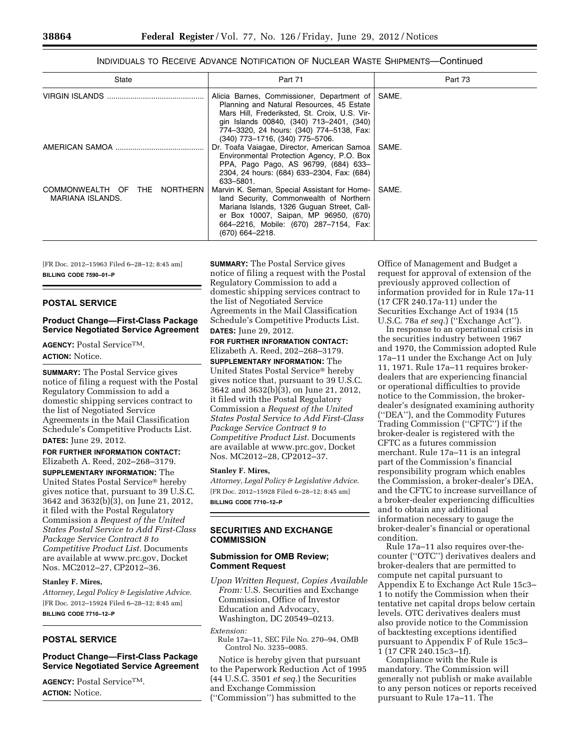INDIVIDUALS TO RECEIVE ADVANCE NOTIFICATION OF NUCLEAR WASTE SHIPMENTS—Continued

| State | Part 71 | Part 73 |
| --- | --- | --- |
| VIRGIN ISLANDS | Alicia Barnes, Commissioner, Department of Planning and Natural Resources, 45 Estate Mars Hill, Frederiksted, St. Croix, U.S. Virgin Islands 00840, (340) 713–2401, (340) 774–3320, 24 hours: (340) 774–5138, Fax: (340) 773–1716, (340) 775–5706. | SAME. |
| AMERICAN SAMOA | Dr. Toafa Vaiagae, Director, American Samoa Environmental Protection Agency, P.O. Box PPA, Pago Pago, AS 96799, (684) 633–2304, 24 hours: (684) 633–2304, Fax: (684) 633–5801. | SAME. |
| COMMONWEALTH OF THE NORTHERN MARIANA ISLANDS. | Marvin K. Seman, Special Assistant for Homeland Security, Commonwealth of Northern Mariana Islands, 1326 Guguan Street, Caller Box 10007, Saipan, MP 96950, (670) 664–2216, Mobile: (670) 287–7154, Fax: (670) 664–2218. | SAME. |

[FR Doc. 2012–15963 Filed 6–28–12; 8:45 am]

**BILLING CODE 7590–01–P**

## POSTAL SERVICE

### Product Change—First-Class Package Service Negotiated Service Agreement

**AGENCY:** Postal Service™.

**ACTION:** Notice.

**SUMMARY:** The Postal Service gives notice of filing a request with the Postal Regulatory Commission to add a domestic shipping services contract to the list of Negotiated Service Agreements in the Mail Classification Schedule's Competitive Products List.

**DATES:** June 29, 2012.

**FOR FURTHER INFORMATION CONTACT:** Elizabeth A. Reed, 202–268–3179.

**SUPPLEMENTARY INFORMATION:** The United States Postal Service® hereby gives notice that, pursuant to 39 U.S.C. 3642 and 3632(b)(3), on June 21, 2012, it filed with the Postal Regulatory Commission a *Request of the United States Postal Service to Add First-Class Package Service Contract 8 to Competitive Product List.* Documents are available at www.prc.gov, Docket Nos. MC2012–27, CP2012–36.

**Stanley F. Mires,**

*Attorney, Legal Policy & Legislative Advice.*

[FR Doc. 2012–15924 Filed 6–28–12; 8:45 am]

**BILLING CODE 7710–12–P**

## POSTAL SERVICE

### Product Change—First-Class Package Service Negotiated Service Agreement

**AGENCY:** Postal Service™.

**ACTION:** Notice.

**SUMMARY:** The Postal Service gives notice of filing a request with the Postal Regulatory Commission to add a domestic shipping services contract to the list of Negotiated Service Agreements in the Mail Classification Schedule's Competitive Products List.

**DATES:** June 29, 2012.

**FOR FURTHER INFORMATION CONTACT:** Elizabeth A. Reed, 202–268–3179.

**SUPPLEMENTARY INFORMATION:** The United States Postal Service® hereby gives notice that, pursuant to 39 U.S.C. 3642 and 3632(b)(3), on June 21, 2012, it filed with the Postal Regulatory Commission a *Request of the United States Postal Service to Add First-Class Package Service Contract 9 to Competitive Product List.* Documents are available at www.prc.gov, Docket Nos. MC2012–28, CP2012–37.

**Stanley F. Mires,**

*Attorney, Legal Policy & Legislative Advice.*

[FR Doc. 2012–15928 Filed 6–28–12; 8:45 am]

**BILLING CODE 7710–12–P**

## SECURITIES AND EXCHANGE COMMISSION

### Submission for OMB Review; Comment Request

*Upon Written Request, Copies Available From:* U.S. Securities and Exchange Commission, Office of Investor Education and Advocacy, Washington, DC 20549–0213.

*Extension:*

Rule 17a–11, SEC File No. 270–94, OMB Control No. 3235–0085.

Notice is hereby given that pursuant to the Paperwork Reduction Act of 1995 (44 U.S.C. 3501 *et seq.*) the Securities and Exchange Commission (''Commission'') has submitted to the Office of Management and Budget a request for approval of extension of the previously approved collection of information provided for in Rule 17a-11 (17 CFR 240.17a-11) under the Securities Exchange Act of 1934 (15 U.S.C. 78a *et seq.*) (''Exchange Act'').

In response to an operational crisis in the securities industry between 1967 and 1970, the Commission adopted Rule 17a–11 under the Exchange Act on July 11, 1971. Rule 17a–11 requires broker-dealers that are experiencing financial or operational difficulties to provide notice to the Commission, the broker-dealer's designated examining authority (''DEA''), and the Commodity Futures Trading Commission (''CFTC'') if the broker-dealer is registered with the CFTC as a futures commission merchant. Rule 17a–11 is an integral part of the Commission's financial responsibility program which enables the Commission, a broker-dealer's DEA, and the CFTC to increase surveillance of a broker-dealer experiencing difficulties and to obtain any additional information necessary to gauge the broker-dealer's financial or operational condition.

Rule 17a–11 also requires over-the-counter (''OTC'') derivatives dealers and broker-dealers that are permitted to compute net capital pursuant to Appendix E to Exchange Act Rule 15c3–1 to notify the Commission when their tentative net capital drops below certain levels. OTC derivatives dealers must also provide notice to the Commission of backtesting exceptions identified pursuant to Appendix F of Rule 15c3–1 (17 CFR 240.15c3–1f).

Compliance with the Rule is mandatory. The Commission will generally not publish or make available to any person notices or reports received pursuant to Rule 17a–11. The